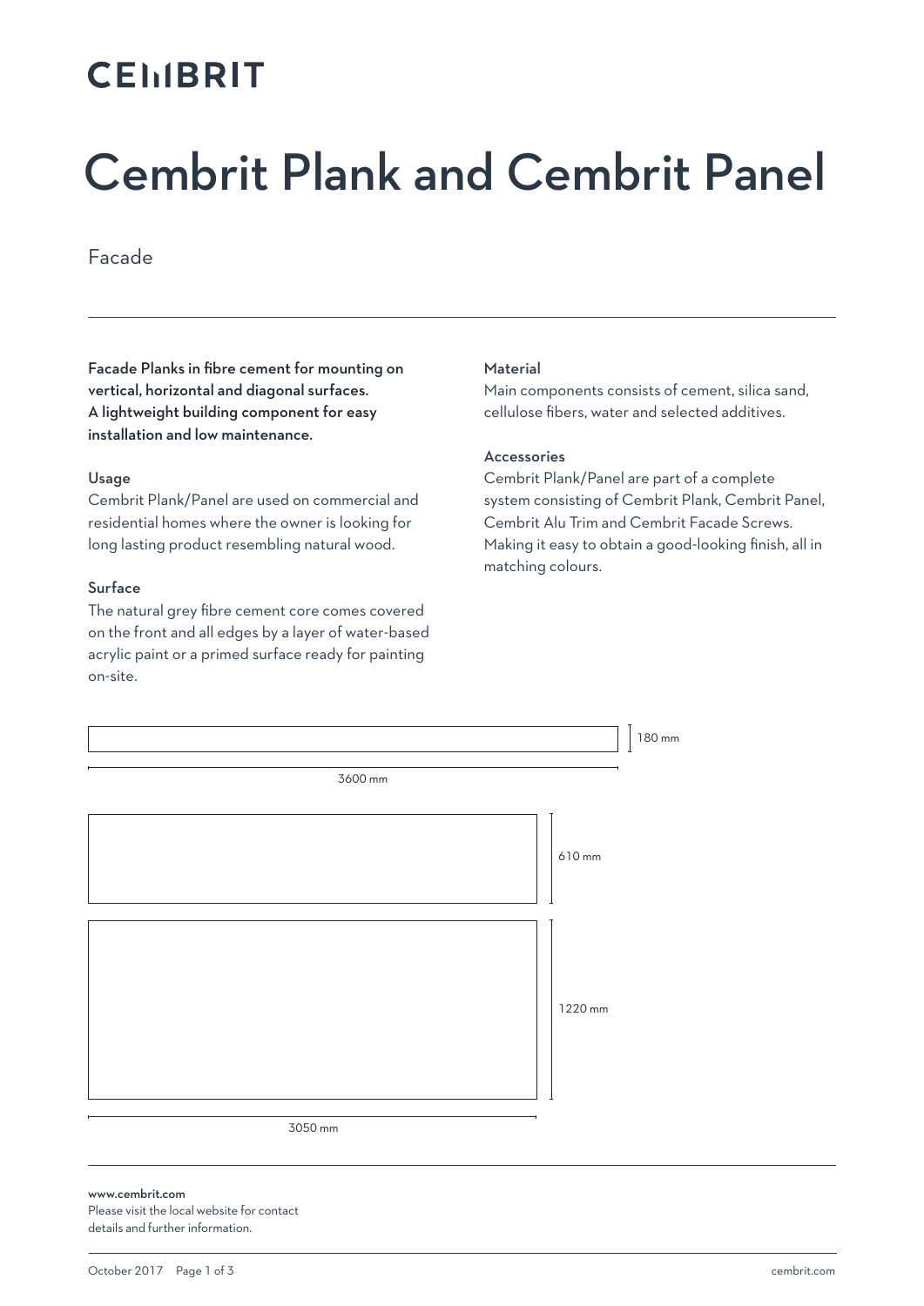CEMBRIT

# Cembrit Plank and Cembrit Panel

Facade

**Facade Planks in fibre cement for mounting on vertical, horizontal and diagonal surfaces. A lightweight building component for easy installation and low maintenance.**

### Usage

Cembrit Plank/Panel are used on commercial and residential homes where the owner is looking for long lasting product resembling natural wood.

### Surface

The natural grey fibre cement core comes covered on the front and all edges by a layer of water-based acrylic paint or a primed surface ready for painting on-site.

### Material

Main components consists of cement, silica sand, cellulose fibers, water and selected additives.

### Accessories

Cembrit Plank/Panel are part of a complete system consisting of Cembrit Plank, Cembrit Panel, Cembrit Alu Trim and Cembrit Facade Screws. Making it easy to obtain a good-looking finish, all in matching colours.

180 mm

3600 mm

610 mm

1220 mm

3050 mm

**www.cembrit.com**
Please visit the local website for contact details and further information.

October 2017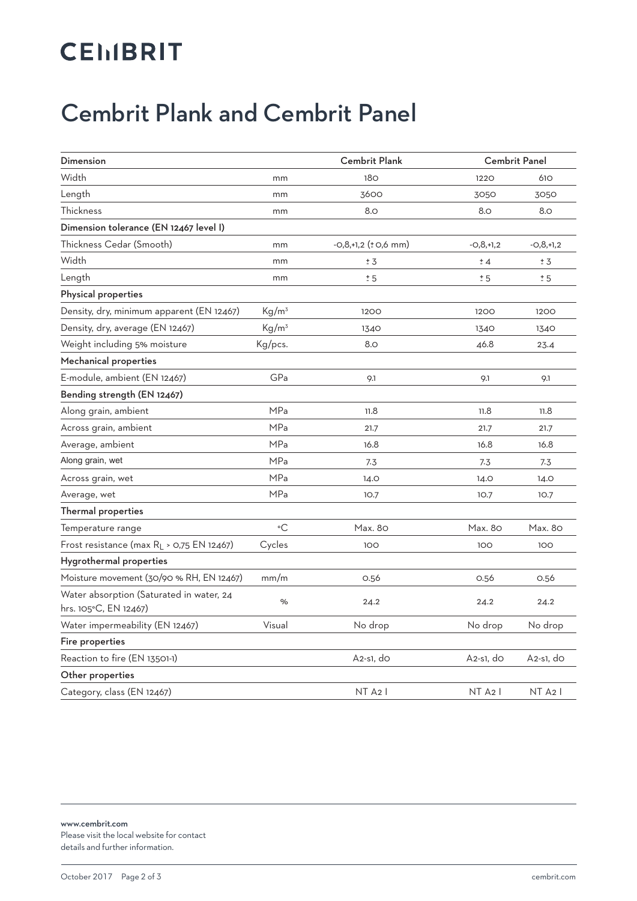CEMBRIT

# Cembrit Plank and Cembrit Panel

| Dimension | | Cembrit Plank | Cembrit Panel | |
|---|---|---|---|---|
| Width | mm | 180 | 1220 | 610 |
| Length | mm | 3600 | 3050 | 3050 |
| Thickness | mm | 8.0 | 8.0 | 8.0 |
| **Dimension tolerance (EN 12467 level I)** | | | | |
| Thickness Cedar (Smooth) | mm | -0,8,+1,2 (± 0,6 mm) | -0,8,+1,2 | -0,8,+1,2 |
| Width | mm | ± 3 | ± 4 | ± 3 |
| Length | mm | ± 5 | ± 5 | ± 5 |
| **Physical properties** | | | | |
| Density, dry, minimum apparent (EN 12467) | $Kg/m^3$ | 1200 | 1200 | 1200 |
| Density, dry, average (EN 12467) | $Kg/m^3$ | 1340 | 1340 | 1340 |
| Weight including 5% moisture | Kg/pcs. | 8.0 | 46.8 | 23.4 |
| **Mechanical properties** | | | | |
| E-module, ambient (EN 12467) | GPa | 9.1 | 9.1 | 9.1 |
| **Bending strength (EN 12467)** | | | | |
| Along grain, ambient | MPa | 11.8 | 11.8 | 11.8 |
| Across grain, ambient | MPa | 21.7 | 21.7 | 21.7 |
| Average, ambient | MPa | 16.8 | 16.8 | 16.8 |
| Along grain, wet | MPa | 7.3 | 7.3 | 7.3 |
| Across grain, wet | MPa | 14.0 | 14.0 | 14.0 |
| Average, wet | MPa | 10.7 | 10.7 | 10.7 |
| **Thermal properties** | | | | |
| Temperature range | °C | Max. 80 | Max. 80 | Max. 80 |
| Frost resistance (max $R_L$ > 0,75 EN 12467) | Cycles | 100 | 100 | 100 |
| **Hygrothermal properties** | | | | |
| Moisture movement (30/90 % RH, EN 12467) | mm/m | 0.56 | 0.56 | 0.56 |
| Water absorption (Saturated in water, 24 hrs. 105°C, EN 12467) | % | 24.2 | 24.2 | 24.2 |
| Water impermeability (EN 12467) | Visual | No drop | No drop | No drop |
| **Fire properties** | | | | |
| Reaction to fire (EN 13501-1) | | A2-s1, d0 | A2-s1, d0 | A2-s1, d0 |
| **Other properties** | | | | |
| Category, class (EN 12467) | | NT A2 I | NT A2 I | NT A2 I |

www.cembrit.com
Please visit the local website for contact details and further information.

October 2017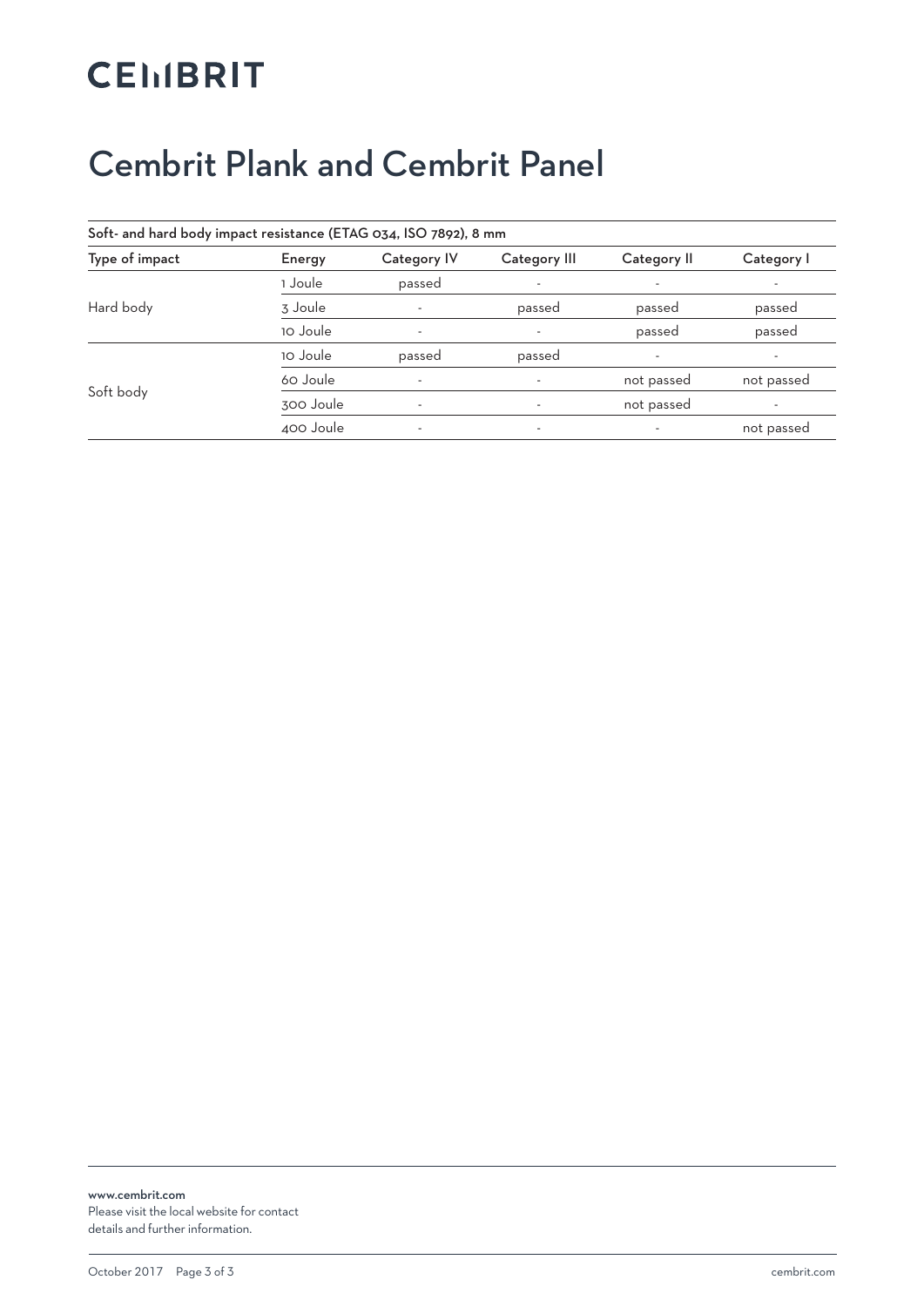# CEMBRIT

# Cembrit Plank and Cembrit Panel

**Soft- and hard body impact resistance (ETAG 034, ISO 7892), 8 mm**

| Type of impact | Energy | Category IV | Category III | Category II | Category I |
|---|---|---|---|---|---|
| Hard body | 1 Joule | passed | - | - | - |
| | 3 Joule | - | passed | passed | passed |
| | 10 Joule | - | - | passed | passed |
| Soft body | 10 Joule | passed | passed | - | - |
| | 60 Joule | - | - | not passed | not passed |
| | 300 Joule | - | - | not passed | - |
| | 400 Joule | - | - | - | not passed |

**www.cembrit.com**
Please visit the local website for contact details and further information.

October 2017